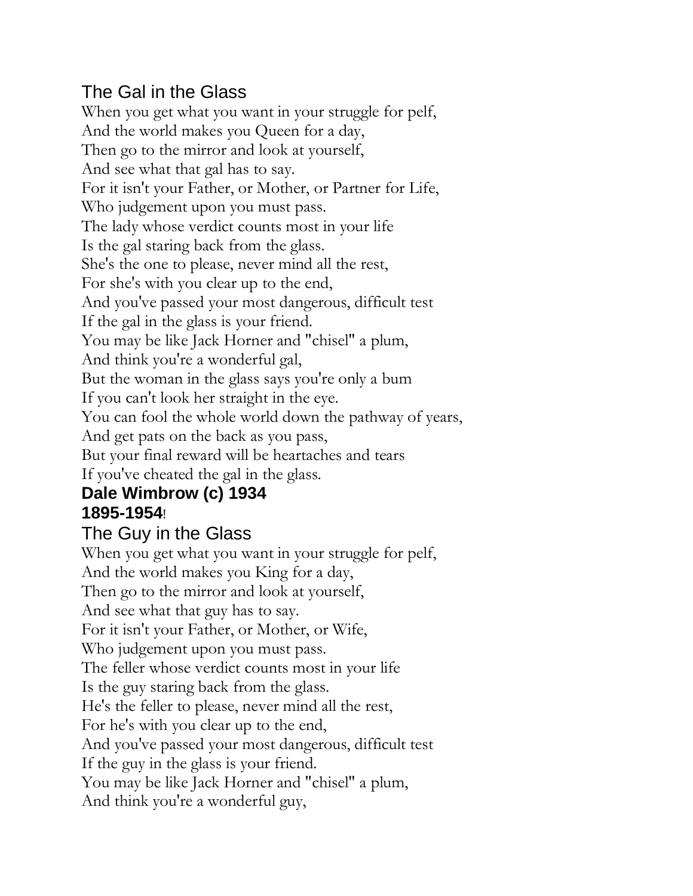## The Gal in the Glass

When you get what you want in your struggle for pelf,
And the world makes you Queen for a day,
Then go to the mirror and look at yourself,
And see what that gal has to say.
For it isn't your Father, or Mother, or Partner for Life,
Who judgement upon you must pass.
The lady whose verdict counts most in your life
Is the gal staring back from the glass.
She's the one to please, never mind all the rest,
For she's with you clear up to the end,
And you've passed your most dangerous, difficult test
If the gal in the glass is your friend.
You may be like Jack Horner and "chisel" a plum,
And think you're a wonderful gal,
But the woman in the glass says you're only a bum
If you can't look her straight in the eye.
You can fool the whole world down the pathway of years,
And get pats on the back as you pass,
But your final reward will be heartaches and tears
If you've cheated the gal in the glass.

**Dale Wimbrow (c) 1934**
**1895-1954**!

## The Guy in the Glass

When you get what you want in your struggle for pelf,
And the world makes you King for a day,
Then go to the mirror and look at yourself,
And see what that guy has to say.
For it isn't your Father, or Mother, or Wife,
Who judgement upon you must pass.
The feller whose verdict counts most in your life
Is the guy staring back from the glass.
He's the feller to please, never mind all the rest,
For he's with you clear up to the end,
And you've passed your most dangerous, difficult test
If the guy in the glass is your friend.
You may be like Jack Horner and "chisel" a plum,
And think you're a wonderful guy,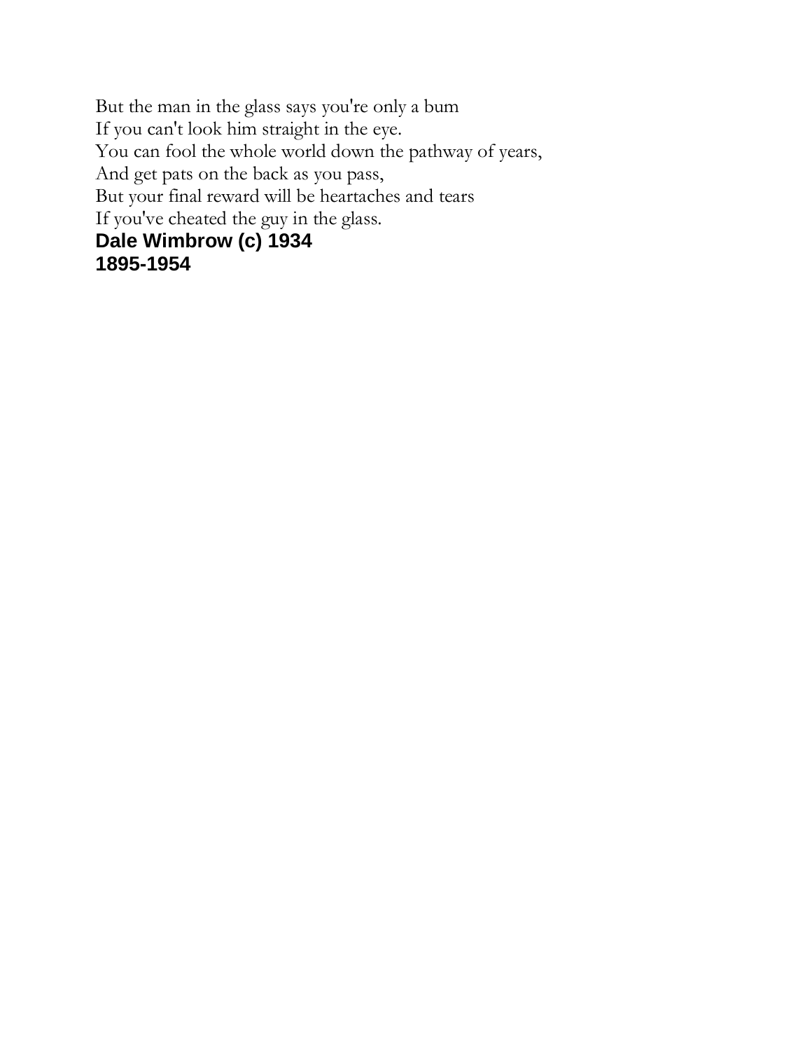But the man in the glass says you're only a bum  
If you can't look him straight in the eye.  
You can fool the whole world down the pathway of years,  
And get pats on the back as you pass,  
But your final reward will be heartaches and tears  
If you've cheated the guy in the glass.

**Dale Wimbrow (c) 1934**  
**1895-1954**